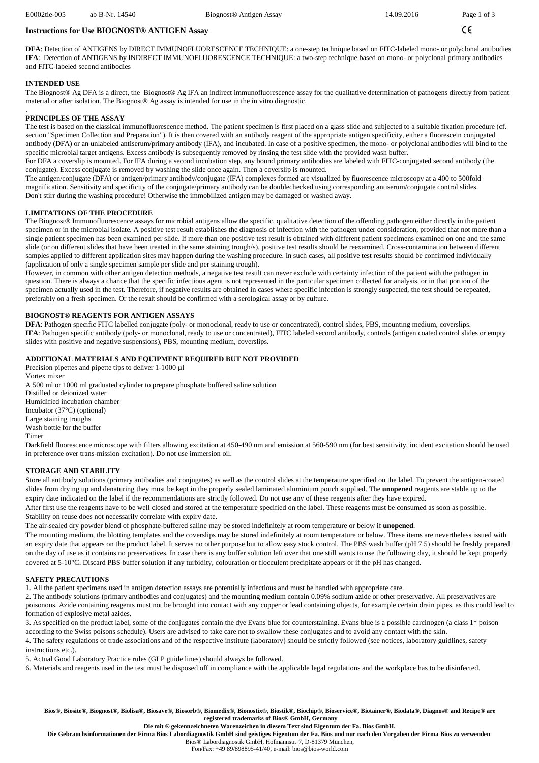# Instructions for Use BIOGNOST® ANTIGEN Assay

**DFA**: Detection of ANTIGENS by DIRECT IMMUNOFLUORESCENCE TECHNIQUE: a one-step technique based on FITC-labeled mono- or polyclonal antibodies
**IFA**: Detection of ANTIGENS by INDIRECT IMMUNOFLUORESCENCE TECHNIQUE: a two-step technique based on mono- or polyclonal primary antibodies and FITC-labeled second antibodies

## INTENDED USE

The Biognost® Ag DFA is a direct, the Biognost® Ag IFA an indirect immunofluorescence assay for the qualitative determination of pathogens directly from patient material or after isolation. The Biognost® Ag assay is intended for use in the in vitro diagnostic.

## PRINCIPLES OF THE ASSAY

The test is based on the classical immunofluorescence method. The patient specimen is first placed on a glass slide and subjected to a suitable fixation procedure (cf. section "Specimen Collection and Preparation"). It is then covered with an antibody reagent of the appropriate antigen specificity, either a fluorescein conjugated antibody (DFA) or an unlabeled antiserum/primary antibody (IFA), and incubated. In case of a positive specimen, the mono- or polyclonal antibodies will bind to the specific microbial target antigens. Excess antibody is subsequently removed by rinsing the test slide with the provided wash buffer.
For DFA a coverslip is mounted. For IFA during a second incubation step, any bound primary antibodies are labeled with FITC-conjugated second antibody (the conjugate). Excess conjugate is removed by washing the slide once again. Then a coverslip is mounted.
The antigen/conjugate (DFA) or antigen/primary antibody/conjugate (IFA) complexes formed are visualized by fluorescence microscopy at a 400 to 500fold magnification. Sensitivity and specificity of the conjugate/primary antibody can be doublechecked using corresponding antiserum/conjugate control slides.
Don't stirr during the washing procedure! Otherwise the immobilized antigen may be damaged or washed away.

## LIMITATIONS OF THE PROCEDURE

The Biognost® Immunofluorescence assays for microbial antigens allow the specific, qualitative detection of the offending pathogen either directly in the patient specimen or in the microbial isolate. A positive test result establishes the diagnosis of infection with the pathogen under consideration, provided that not more than a single patient specimen has been examined per slide. If more than one positive test result is obtained with different patient specimens examined on one and the same slide (or on different slides that have been treated in the same staining trough/s), positive test results should be reexamined. Cross-contamination between different samples applied to different application sites may happen during the washing procedure. In such cases, all positive test results should be confirmed individually (application of only a single specimen sample per slide and per staining trough).
However, in common with other antigen detection methods, a negative test result can never exclude with certainty infection of the patient with the pathogen in question. There is always a chance that the specific infectious agent is not represented in the particular specimen collected for analysis, or in that portion of the specimen actually used in the test. Therefore, if negative results are obtained in cases where specific infection is strongly suspected, the test should be repeated, preferably on a fresh specimen. Or the result should be confirmed with a serological assay or by culture.

## BIOGNOST® REAGENTS FOR ANTIGEN ASSAYS

**DFA**: Pathogen specific FITC labelled conjugate (poly- or monoclonal, ready to use or concentrated), control slides, PBS, mounting medium, coverslips.
**IFA**: Pathogen specific antibody (poly- or monoclonal, ready to use or concentrated), FITC labeled second antibody, controls (antigen coated control slides or empty slides with positive and negative suspensions), PBS, mounting medium, coverslips.

## ADDITIONAL MATERIALS AND EQUIPMENT REQUIRED BUT NOT PROVIDED

Precision pipettes and pipette tips to deliver 1-1000 µl
Vortex mixer
A 500 ml or 1000 ml graduated cylinder to prepare phosphate buffered saline solution
Distilled or deionized water
Humidified incubation chamber
Incubator (37°C) (optional)
Large staining troughs
Wash bottle for the buffer
Timer
Darkfield fluorescence microscope with filters allowing excitation at 450-490 nm and emission at 560-590 nm (for best sensitivity, incident excitation should be used in preference over trans-mission excitation). Do not use immersion oil.

## STORAGE AND STABILITY

Store all antibody solutions (primary antibodies and conjugates) as well as the control slides at the temperature specified on the label. To prevent the antigen-coated slides from drying up and denaturing they must be kept in the properly sealed laminated aluminium pouch supplied. The **unopened** reagents are stable up to the expiry date indicated on the label if the recommendations are strictly followed. Do not use any of these reagents after they have expired.
After first use the reagents have to be well closed and stored at the temperature specified on the label. These reagents must be consumed as soon as possible. Stability on reuse does not necessarily correlate with expiry date.
The air-sealed dry powder blend of phosphate-buffered saline may be stored indefinitely at room temperature or below if **unopened**.
The mounting medium, the blotting templates and the coverslips may be stored indefinitely at room temperature or below. These items are nevertheless issued with an expiry date that appears on the product label. It serves no other purpose but to allow easy stock control. The PBS wash buffer (pH 7.5) should be freshly prepared on the day of use as it contains no preservatives. In case there is any buffer solution left over that one still wants to use the following day, it should be kept properly covered at 5-10°C. Discard PBS buffer solution if any turbidity, colouration or flocculent precipitate appears or if the pH has changed.

## SAFETY PRECAUTIONS

1. All the patient specimens used in antigen detection assays are potentially infectious and must be handled with appropriate care.
2. The antibody solutions (primary antibodies and conjugates) and the mounting medium contain 0.09% sodium azide or other preservative. All preservatives are poisonous. Azide containing reagents must not be brought into contact with any copper or lead containing objects, for example certain drain pipes, as this could lead to formation of explosive metal azides.
3. As specified on the product label, some of the conjugates contain the dye Evans blue for counterstaining. Evans blue is a possible carcinogen (a class 1* poison according to the Swiss poisons schedule). Users are advised to take care not to swallow these conjugates and to avoid any contact with the skin.
4. The safety regulations of trade associations and of the respective institute (laboratory) should be strictly followed (see notices, laboratory guidlines, safety instructions etc.).
5. Actual Good Laboratory Practice rules (GLP guide lines) should always be followed.
6. Materials and reagents used in the test must be disposed off in compliance with the applicable legal regulations and the workplace has to be disinfected.

**Bios®, Biosite®, Biognost®, Biolisa®, Biosave®, Biosorb®, Biomedix®, Bionostix®, Biostik®, Biochip®, Bioservice®, Biotainer®, Biodata®, Diagnos® and Recipe® are registered trademarks of Bios® GmbH, Germany**
**Die mit ® gekennzeichneten Warenzeichen in diesem Text sind Eigentum der Fa. Bios GmbH.**
**Die Gebrauchsinformationen der Firma Bios Labordiagnostik GmbH sind geistiges Eigentum der Fa. Bios und nur nach den Vorgaben der Firma Bios zu verwenden**.
Bios® Labordiagnostik GmbH, Hofmannstr. 7, D-81379 München,
Fon/Fax: +49 89/898895-41/40, e-mail: bios@bios-world.com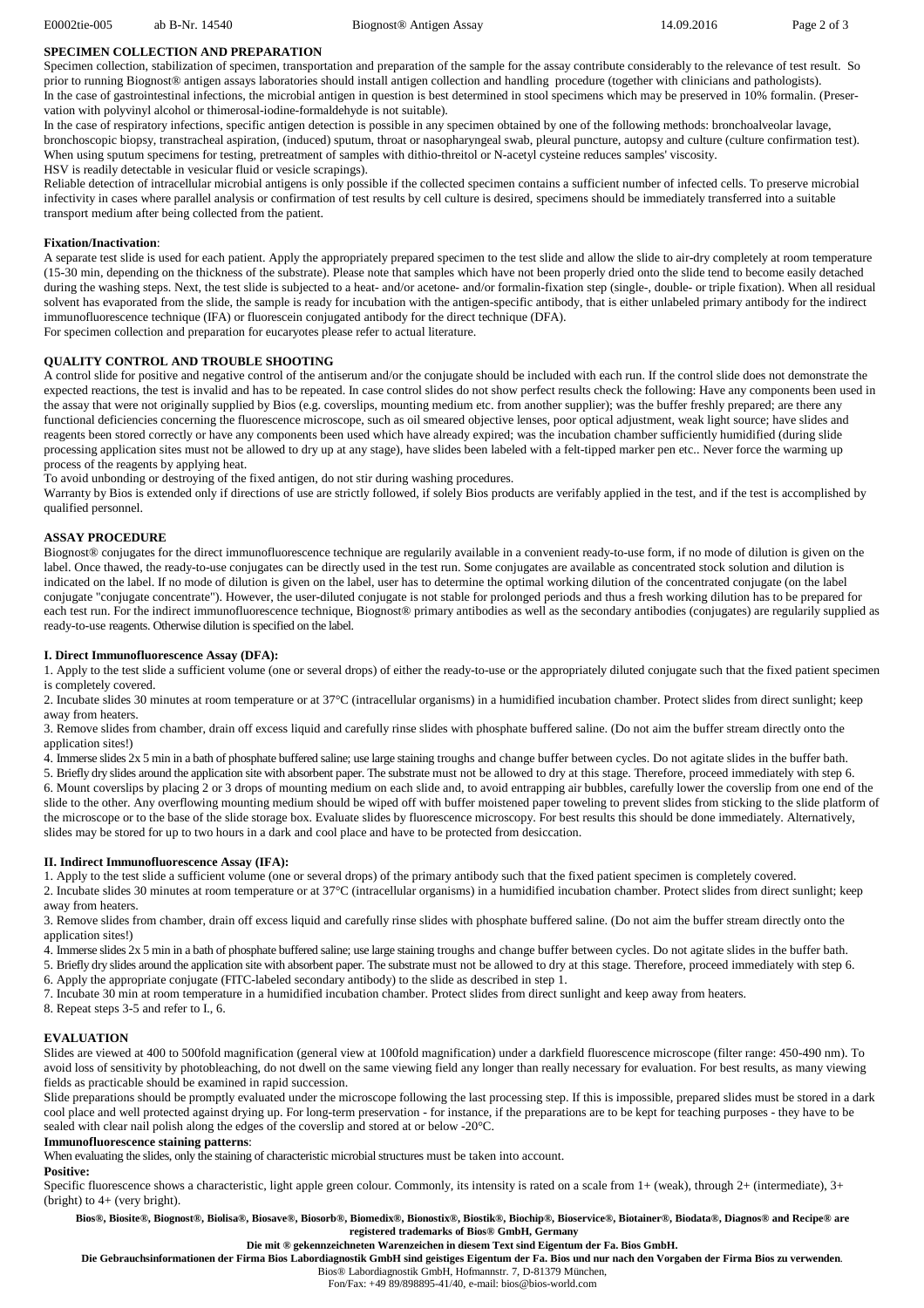## SPECIMEN COLLECTION AND PREPARATION

Specimen collection, stabilization of specimen, transportation and preparation of the sample for the assay contribute considerably to the relevance of test result. So prior to running Biognost® antigen assays laboratories should install antigen collection and handling procedure (together with clinicians and pathologists).
In the case of gastrointestinal infections, the microbial antigen in question is best determined in stool specimens which may be preserved in 10% formalin. (Preservation with polyvinyl alcohol or thimerosal-iodine-formaldehyde is not suitable).
In the case of respiratory infections, specific antigen detection is possible in any specimen obtained by one of the following methods: bronchoalveolar lavage, bronchoscopic biopsy, transtracheal aspiration, (induced) sputum, throat or nasopharyngeal swab, pleural puncture, autopsy and culture (culture confirmation test). When using sputum specimens for testing, pretreatment of samples with dithio-threitol or N-acetyl cysteine reduces samples' viscosity.
HSV is readily detectable in vesicular fluid or vesicle scrapings).
Reliable detection of intracellular microbial antigens is only possible if the collected specimen contains a sufficient number of infected cells. To preserve microbial infectivity in cases where parallel analysis or confirmation of test results by cell culture is desired, specimens should be immediately transferred into a suitable transport medium after being collected from the patient.

**Fixation/Inactivation**:
A separate test slide is used for each patient. Apply the appropriately prepared specimen to the test slide and allow the slide to air-dry completely at room temperature (15-30 min, depending on the thickness of the substrate). Please note that samples which have not been properly dried onto the slide tend to become easily detached during the washing steps. Next, the test slide is subjected to a heat- and/or acetone- and/or formalin-fixation step (single-, double- or triple fixation). When all residual solvent has evaporated from the slide, the sample is ready for incubation with the antigen-specific antibody, that is either unlabeled primary antibody for the indirect immunofluorescence technique (IFA) or fluorescein conjugated antibody for the direct technique (DFA).
For specimen collection and preparation for eucaryotes please refer to actual literature.

## QUALITY CONTROL AND TROUBLE SHOOTING

A control slide for positive and negative control of the antiserum and/or the conjugate should be included with each run. If the control slide does not demonstrate the expected reactions, the test is invalid and has to be repeated. In case control slides do not show perfect results check the following: Have any components been used in the assay that were not originally supplied by Bios (e.g. coverslips, mounting medium etc. from another supplier); was the buffer freshly prepared; are there any functional deficiencies concerning the fluorescence microscope, such as oil smeared objective lenses, poor optical adjustment, weak light source; have slides and reagents been stored correctly or have any components been used which have already expired; was the incubation chamber sufficiently humidified (during slide processing application sites must not be allowed to dry up at any stage), have slides been labeled with a felt-tipped marker pen etc.. Never force the warming up process of the reagents by applying heat.
To avoid unbonding or destroying of the fixed antigen, do not stir during washing procedures.
Warranty by Bios is extended only if directions of use are strictly followed, if solely Bios products are verifably applied in the test, and if the test is accomplished by qualified personnel.

## ASSAY PROCEDURE

Biognost® conjugates for the direct immunofluorescence technique are regularily available in a convenient ready-to-use form, if no mode of dilution is given on the label. Once thawed, the ready-to-use conjugates can be directly used in the test run. Some conjugates are available as concentrated stock solution and dilution is indicated on the label. If no mode of dilution is given on the label, user has to determine the optimal working dilution of the concentrated conjugate (on the label conjugate "conjugate concentrate"). However, the user-diluted conjugate is not stable for prolonged periods and thus a fresh working dilution has to be prepared for each test run. For the indirect immunofluorescence technique, Biognost® primary antibodies as well as the secondary antibodies (conjugates) are regularily supplied as ready-to-use reagents. Otherwise dilution is specified on the label.

### I. Direct Immunofluorescence Assay (DFA):

1. Apply to the test slide a sufficient volume (one or several drops) of either the ready-to-use or the appropriately diluted conjugate such that the fixed patient specimen is completely covered.
2. Incubate slides 30 minutes at room temperature or at 37°C (intracellular organisms) in a humidified incubation chamber. Protect slides from direct sunlight; keep away from heaters.
3. Remove slides from chamber, drain off excess liquid and carefully rinse slides with phosphate buffered saline. (Do not aim the buffer stream directly onto the application sites!)
4. Immerse slides 2x 5 min in a bath of phosphate buffered saline; use large staining troughs and change buffer between cycles. Do not agitate slides in the buffer bath.
5. Briefly dry slides around the application site with absorbent paper. The substrate must not be allowed to dry at this stage. Therefore, proceed immediately with step 6.
6. Mount coverslips by placing 2 or 3 drops of mounting medium on each slide and, to avoid entrapping air bubbles, carefully lower the coverslip from one end of the slide to the other. Any overflowing mounting medium should be wiped off with buffer moistened paper toweling to prevent slides from sticking to the slide platform of the microscope or to the base of the slide storage box. Evaluate slides by fluorescence microscopy. For best results this should be done immediately. Alternatively, slides may be stored for up to two hours in a dark and cool place and have to be protected from desiccation.

### II. Indirect Immunofluorescence Assay (IFA):

1. Apply to the test slide a sufficient volume (one or several drops) of the primary antibody such that the fixed patient specimen is completely covered.
2. Incubate slides 30 minutes at room temperature or at 37°C (intracellular organisms) in a humidified incubation chamber. Protect slides from direct sunlight; keep away from heaters.
3. Remove slides from chamber, drain off excess liquid and carefully rinse slides with phosphate buffered saline. (Do not aim the buffer stream directly onto the application sites!)
4. Immerse slides 2x 5 min in a bath of phosphate buffered saline; use large staining troughs and change buffer between cycles. Do not agitate slides in the buffer bath.
5. Briefly dry slides around the application site with absorbent paper. The substrate must not be allowed to dry at this stage. Therefore, proceed immediately with step 6.
6. Apply the appropriate conjugate (FITC-labeled secondary antibody) to the slide as described in step 1.
7. Incubate 30 min at room temperature in a humidified incubation chamber. Protect slides from direct sunlight and keep away from heaters.
8. Repeat steps 3-5 and refer to I, 6.

## EVALUATION

Slides are viewed at 400 to 500fold magnification (general view at 100fold magnification) under a darkfield fluorescence microscope (filter range: 450-490 nm). To avoid loss of sensitivity by photobleaching, do not dwell on the same viewing field any longer than really necessary for evaluation. For best results, as many viewing fields as practicable should be examined in rapid succession.
Slide preparations should be promptly evaluated under the microscope following the last processing step. If this is impossible, prepared slides must be stored in a dark cool place and well protected against drying up. For long-term preservation - for instance, if the preparations are to be kept for teaching purposes - they have to be sealed with clear nail polish along the edges of the coverslip and stored at or below -20°C.

**Immunofluorescence staining patterns**:
When evaluating the slides, only the staining of characteristic microbial structures must be taken into account.

**Positive:**
Specific fluorescence shows a characteristic, light apple green colour. Commonly, its intensity is rated on a scale from 1+ (weak), through 2+ (intermediate), 3+ (bright) to 4+ (very bright).

**Bios®, Biosite®, Biognost®, Biolisa®, Biosave®, Biosorb®, Biomedix®, Bionostix®, Biostik®, Biochip®, Bioservice®, Biotainer®, Biodata®, Diagnos® and Recipe® are registered trademarks of Bios® GmbH, Germany**

**Die mit ® gekennzeichneten Warenzeichen in diesem Text sind Eigentum der Fa. Bios GmbH.**

**Die Gebrauchsinformationen der Firma Bios Labordiagnostik GmbH sind geistiges Eigentum der Fa. Bios und nur nach den Vorgaben der Firma Bios zu verwenden**.

Bios® Labordiagnostik GmbH, Hofmannstr. 7, D-81379 München,
Fon/Fax: +49 89/898895-41/40, e-mail: bios@bios-world.com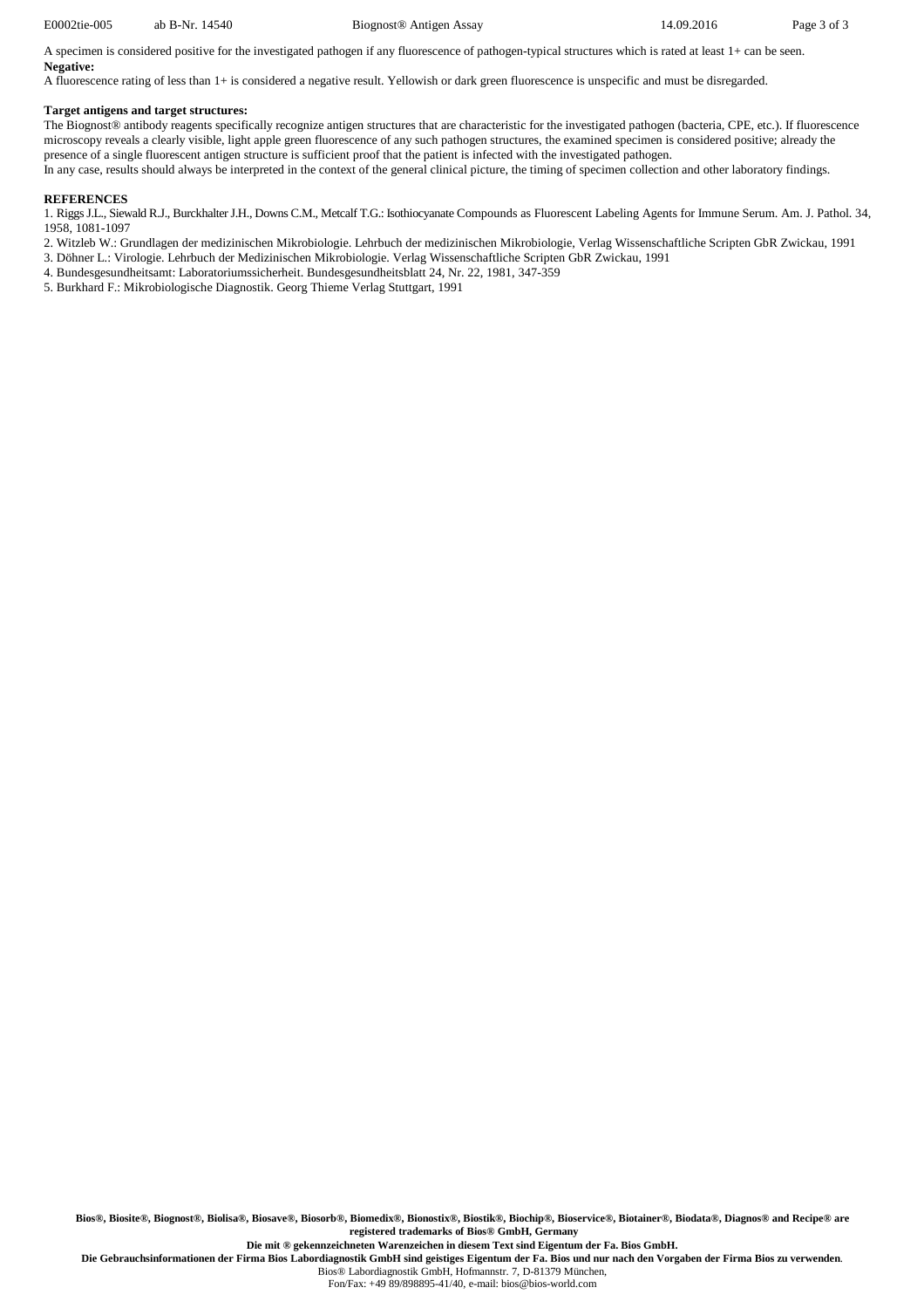A specimen is considered positive for the investigated pathogen if any fluorescence of pathogen-typical structures which is rated at least 1+ can be seen.

**Negative:**

A fluorescence rating of less than 1+ is considered a negative result. Yellowish or dark green fluorescence is unspecific and must be disregarded.

**Target antigens and target structures:**

The Biognost® antibody reagents specifically recognize antigen structures that are characteristic for the investigated pathogen (bacteria, CPE, etc.). If fluorescence microscopy reveals a clearly visible, light apple green fluorescence of any such pathogen structures, the examined specimen is considered positive; already the presence of a single fluorescent antigen structure is sufficient proof that the patient is infected with the investigated pathogen.

In any case, results should always be interpreted in the context of the general clinical picture, the timing of specimen collection and other laboratory findings.

**REFERENCES**

1. Riggs J.L., Siewald R.J., Burckhalter J.H., Downs C.M., Metcalf T.G.: Isothiocyanate Compounds as Fluorescent Labeling Agents for Immune Serum. Am. J. Pathol. 34, 1958, 1081-1097
2. Witzleb W.: Grundlagen der medizinischen Mikrobiologie. Lehrbuch der medizinischen Mikrobiologie, Verlag Wissenschaftliche Scripten GbR Zwickau, 1991
3. Döhner L.: Virologie. Lehrbuch der Medizinischen Mikrobiologie. Verlag Wissenschaftliche Scripten GbR Zwickau, 1991
4. Bundesgesundheitsamt: Laboratoriumssicherheit. Bundesgesundheitsblatt 24, Nr. 22, 1981, 347-359
5. Burkhard F.: Mikrobiologische Diagnostik. Georg Thieme Verlag Stuttgart, 1991

**Bios®, Biosite®, Biognost®, Biolisa®, Biosave®, Biosorb®, Biomedix®, Bionostix®, Biostik®, Biochip®, Bioservice®, Biotainer®, Biodata®, Diagnos® and Recipe® are registered trademarks of Bios® GmbH, Germany**

**Die mit ® gekennzeichneten Warenzeichen in diesem Text sind Eigentum der Fa. Bios GmbH.**

**Die Gebrauchsinformationen der Firma Bios Labordiagnostik GmbH sind geistiges Eigentum der Fa. Bios und nur nach den Vorgaben der Firma Bios zu verwenden.**

Bios® Labordiagnostik GmbH, Hofmannstr. 7, D-81379 München,
Fon/Fax: +49 89/898895-41/40, e-mail: bios@bios-world.com